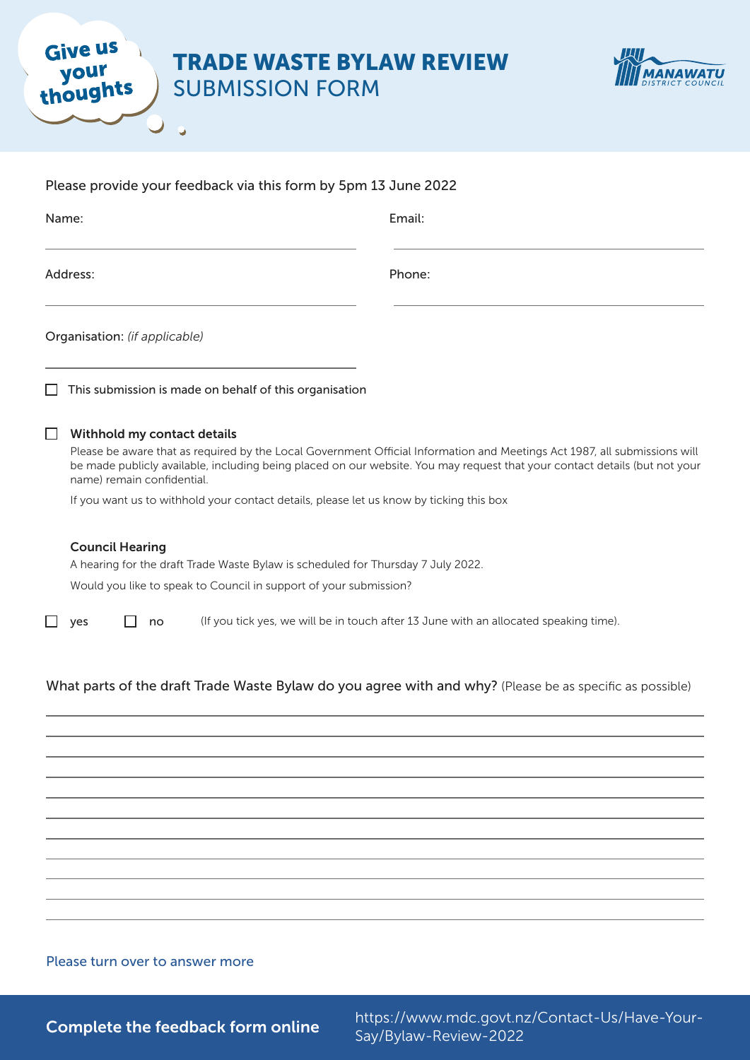Give us your thoughts

# TRADE WASTE BYLAW REVIEW
## SUBMISSION FORM

MANAWATU DISTRICT COUNCIL

Please provide your feedback via this form by 5pm 13 June 2022

Name: ______________________________ Email: ______________________________

Address: ______________________________ Phone: ______________________________

Organisation: *(if applicable)*

______________________________

☐ This submission is made on behalf of this organisation

☐ **Withhold my contact details**

Please be aware that as required by the Local Government Official Information and Meetings Act 1987, all submissions will be made publicly available, including being placed on our website. You may request that your contact details (but not your name) remain confidential.

If you want us to withhold your contact details, please let us know by ticking this box

**Council Hearing**

A hearing for the draft Trade Waste Bylaw is scheduled for Thursday 7 July 2022.

Would you like to speak to Council in support of your submission?

☐ yes ☐ no (If you tick yes, we will be in touch after 13 June with an allocated speaking time).

What parts of the draft Trade Waste Bylaw do you agree with and why? (Please be as specific as possible)

______________________________

______________________________

______________________________

______________________________

______________________________

______________________________

______________________________

______________________________

______________________________

______________________________

Please turn over to answer more

**Complete the feedback form online** https://www.mdc.govt.nz/Contact-Us/Have-Your-Say/Bylaw-Review-2022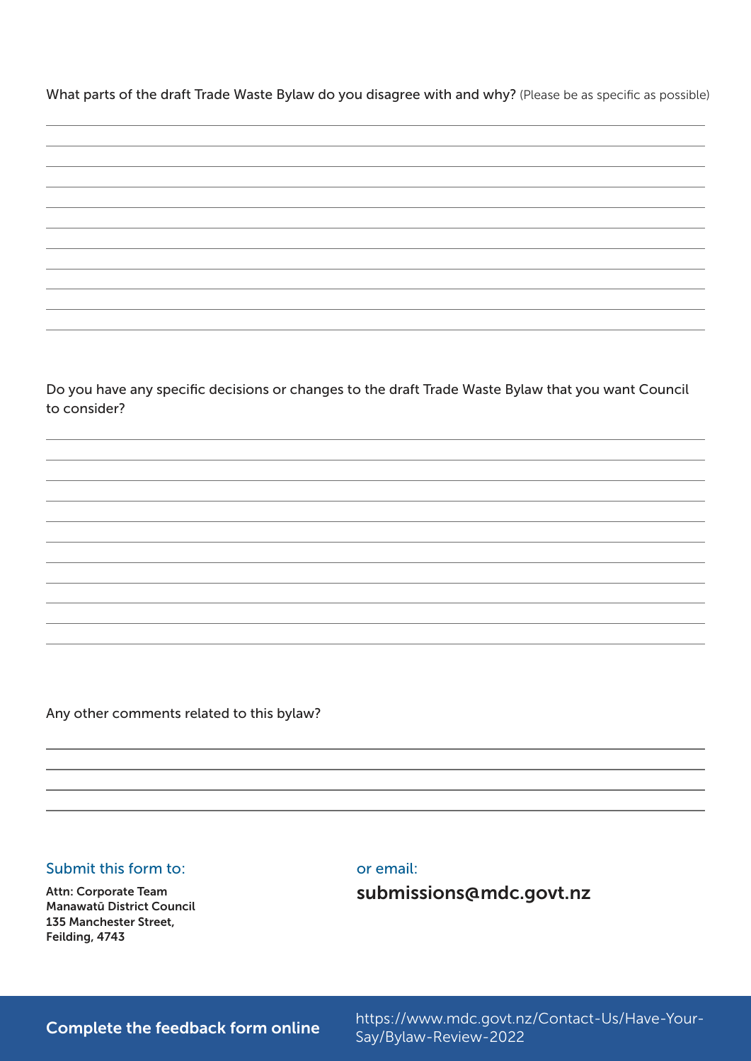What parts of the draft Trade Waste Bylaw do you disagree with and why? (Please be as specific as possible)

Do you have any specific decisions or changes to the draft Trade Waste Bylaw that you want Council to consider?

Any other comments related to this bylaw?

Submit this form to:

**Attn: Corporate Team**
**Manawatū District Council**
**135 Manchester Street,**
**Feilding, 4743**

or email:

**submissions@mdc.govt.nz**

**Complete the feedback form online** https://www.mdc.govt.nz/Contact-Us/Have-Your-Say/Bylaw-Review-2022